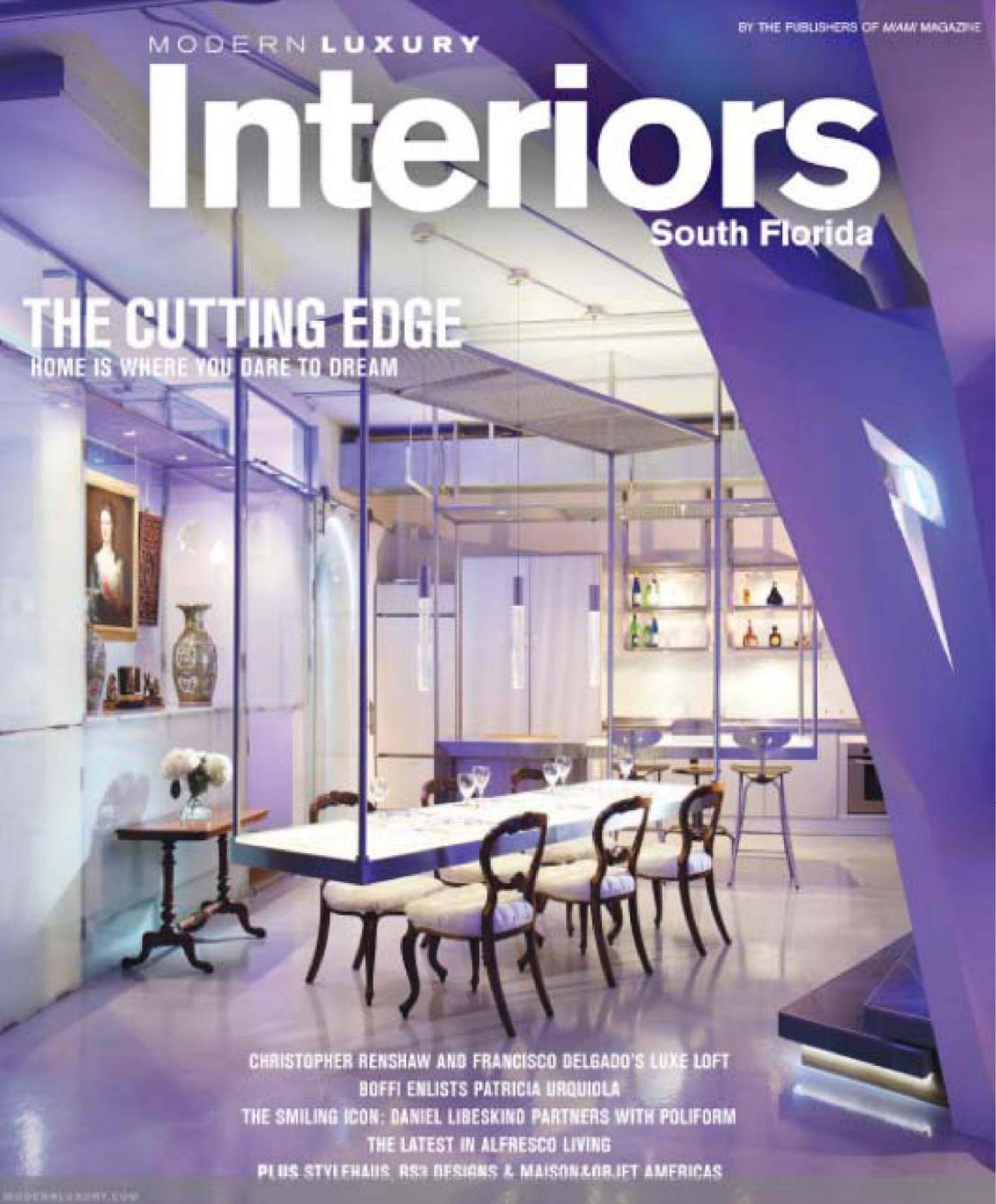BY THE PUBLISHERS OF MIAMI MAGAZINE

MODERN LUXURY

# Interiors

South Florida

## THE CUTTING EDGE

HOME IS WHERE YOU DARE TO DREAM

CHRISTOPHER RENSHAW AND FRANCISCO DELGADO'S LUXE LOFT

BOFFI ENLISTS PATRICIA URQUIOLA

THE SMILING ICON: DANIEL LIBESKIND PARTNERS WITH POLIFORM

THE LATEST IN ALFRESCO LIVING

PLUS STYLEHAUS, RS3 DESIGNS & MAISON&OBJET AMERICAS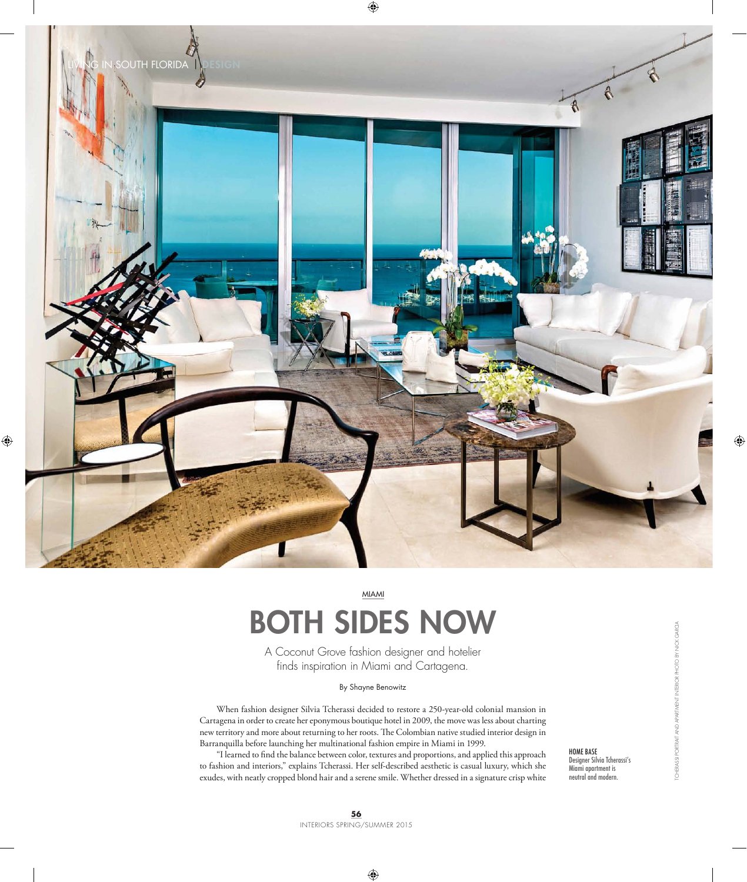MIAMI

# BOTH SIDES NOW

A Coconut Grove fashion designer and hotelier finds inspiration in Miami and Cartagena.

By Shayne Benowitz

When fashion designer Silvia Tcherassi decided to restore a 250-year-old colonial mansion in Cartagena in order to create her eponymous boutique hotel in 2009, the move was less about charting new territory and more about returning to her roots. The Colombian native studied interior design in Barranquilla before launching her multinational fashion empire in Miami in 1999.

"I learned to find the balance between color, textures and proportions, and applied this approach to fashion and interiors," explains Tcherassi. Her self-described aesthetic is casual luxury, which she exudes, with neatly cropped blond hair and a serene smile. Whether dressed in a signature crisp white

**HOME BASE**
Designer Silvia Tcherassi's Miami apartment is neutral and modern.

TCHERASSI PORTRAIT AND APARTMENT INTERIOR PHOTO BY NICK GARCIA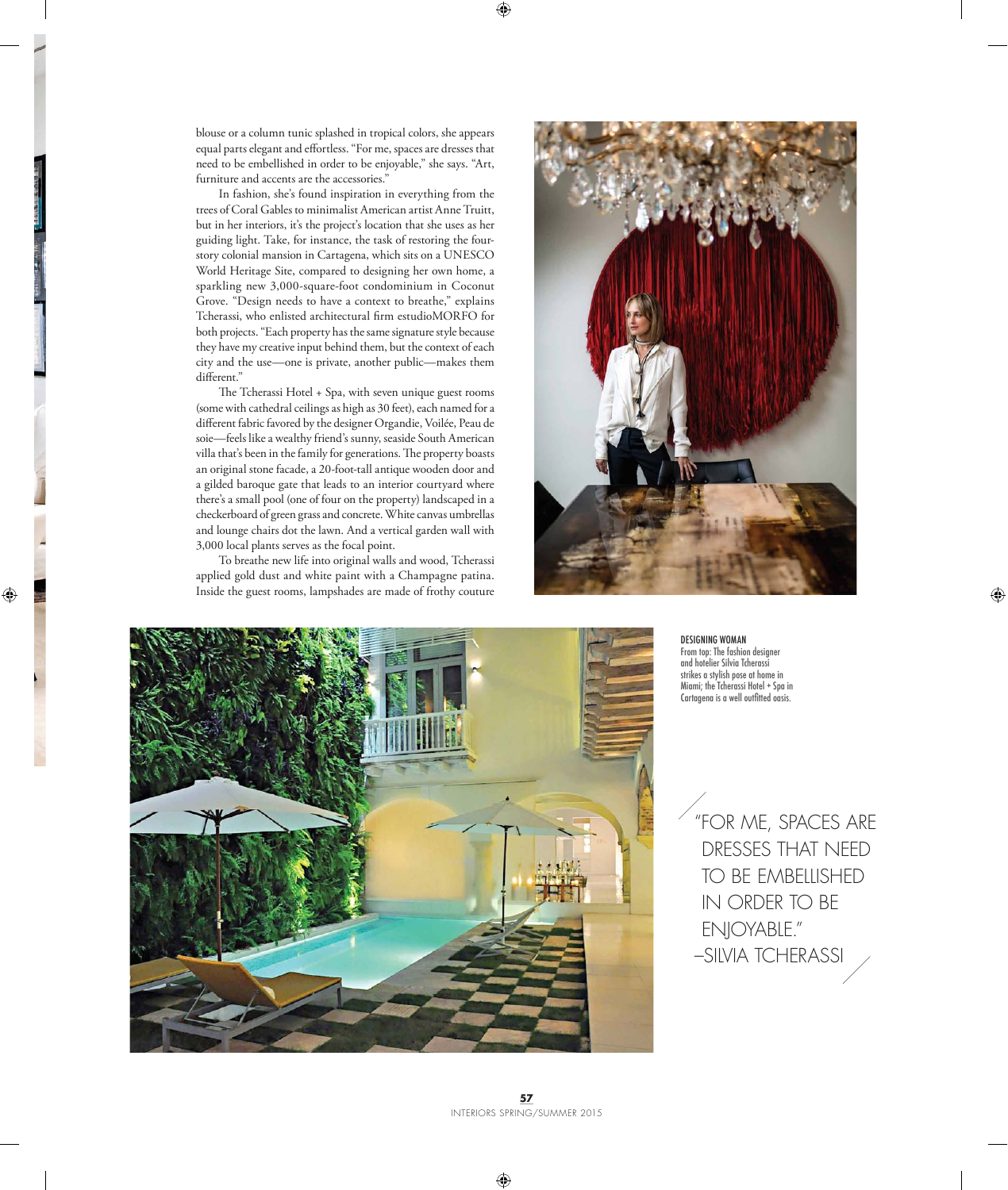blouse or a column tunic splashed in tropical colors, she appears equal parts elegant and effortless. "For me, spaces are dresses that need to be embellished in order to be enjoyable," she says. "Art, furniture and accents are the accessories."

In fashion, she's found inspiration in everything from the trees of Coral Gables to minimalist American artist Anne Truitt, but in her interiors, it's the project's location that she uses as her guiding light. Take, for instance, the task of restoring the four-story colonial mansion in Cartagena, which sits on a UNESCO World Heritage Site, compared to designing her own home, a sparkling new 3,000-square-foot condominium in Coconut Grove. "Design needs to have a context to breathe," explains Tcherassi, who enlisted architectural firm estudioMORFO for both projects. "Each property has the same signature style because they have my creative input behind them, but the context of each city and the use—one is private, another public—makes them different."

The Tcherassi Hotel + Spa, with seven unique guest rooms (some with cathedral ceilings as high as 30 feet), each named for a different fabric favored by the designer Organdie, Voilée, Peau de soie—feels like a wealthy friend's sunny, seaside South American villa that's been in the family for generations. The property boasts an original stone facade, a 20-foot-tall antique wooden door and a gilded baroque gate that leads to an interior courtyard where there's a small pool (one of four on the property) landscaped in a checkerboard of green grass and concrete. White canvas umbrellas and lounge chairs dot the lawn. And a vertical garden wall with 3,000 local plants serves as the focal point.

To breathe new life into original walls and wood, Tcherassi applied gold dust and white paint with a Champagne patina. Inside the guest rooms, lampshades are made of frothy couture

**DESIGNING WOMAN**
From top: The fashion designer and hotelier Silvia Tcherassi strikes a stylish pose at home in Miami; the Tcherassi Hotel + Spa in Cartagena is a well outfitted oasis.

"FOR ME, SPACES ARE DRESSES THAT NEED TO BE EMBELLISHED IN ORDER TO BE ENJOYABLE."
–SILVIA TCHERASSI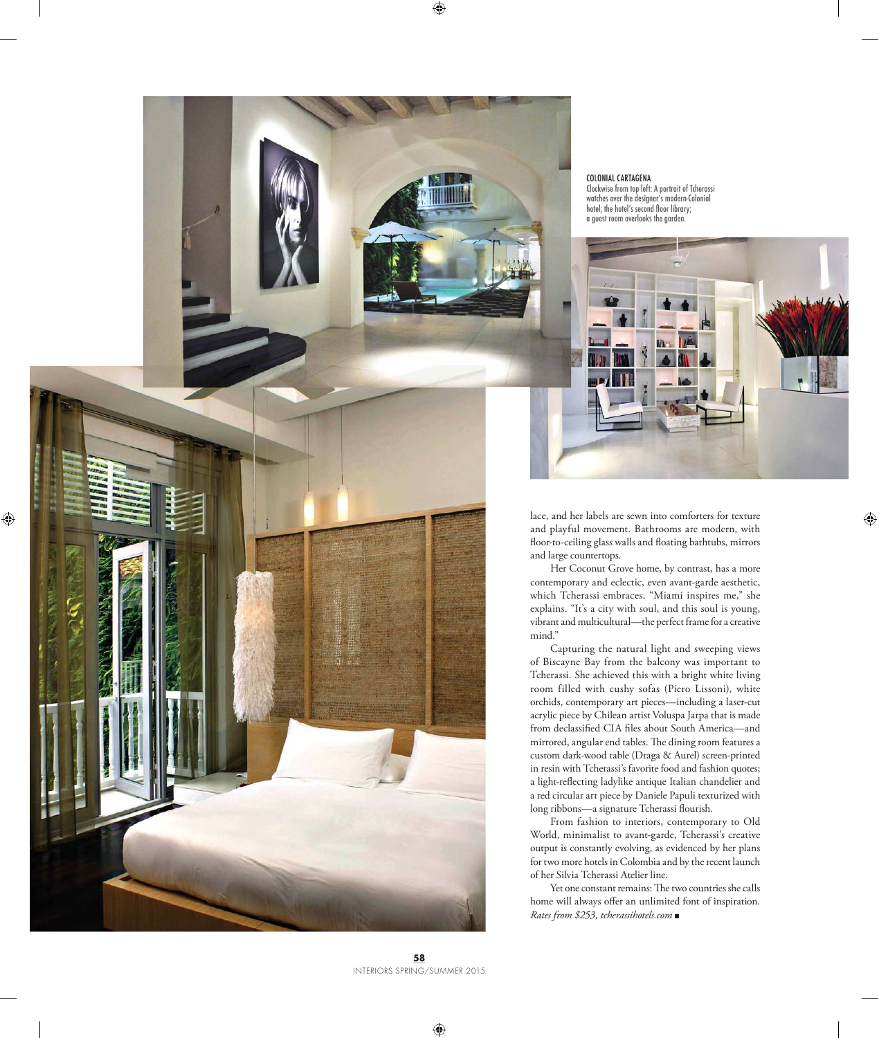COLONIAL CARTAGENA
Clockwise from top left: A portrait of Tcherassi watches over the designer's modern-Colonial hotel; the hotel's second floor library; a guest room overlooks the garden.

lace, and her labels are sewn into comforters for texture and playful movement. Bathrooms are modern, with floor-to-ceiling glass walls and floating bathtubs, mirrors and large countertops.

Her Coconut Grove home, by contrast, has a more contemporary and eclectic, even avant-garde aesthetic, which Tcherassi embraces. "Miami inspires me," she explains. "It's a city with soul, and this soul is young, vibrant and multicultural—the perfect frame for a creative mind."

Capturing the natural light and sweeping views of Biscayne Bay from the balcony was important to Tcherassi. She achieved this with a bright white living room filled with cushy sofas (Piero Lissoni), white orchids, contemporary art pieces—including a laser-cut acrylic piece by Chilean artist Voluspa Jarpa that is made from declassified CIA files about South America—and mirrored, angular end tables. The dining room features a custom dark-wood table (Draga & Aurel) screen-printed in resin with Tcherassi's favorite food and fashion quotes; a light-reflecting ladylike antique Italian chandelier and a red circular art piece by Daniele Papuli texturized with long ribbons—a signature Tcherassi flourish.

From fashion to interiors, contemporary to Old World, minimalist to avant-garde, Tcherassi's creative output is constantly evolving, as evidenced by her plans for two more hotels in Colombia and by the recent launch of her Silvia Tcherassi Atelier line.

Yet one constant remains: The two countries she calls home will always offer an unlimited font of inspiration. *Rates from $253, tcherassihotels.com* ■